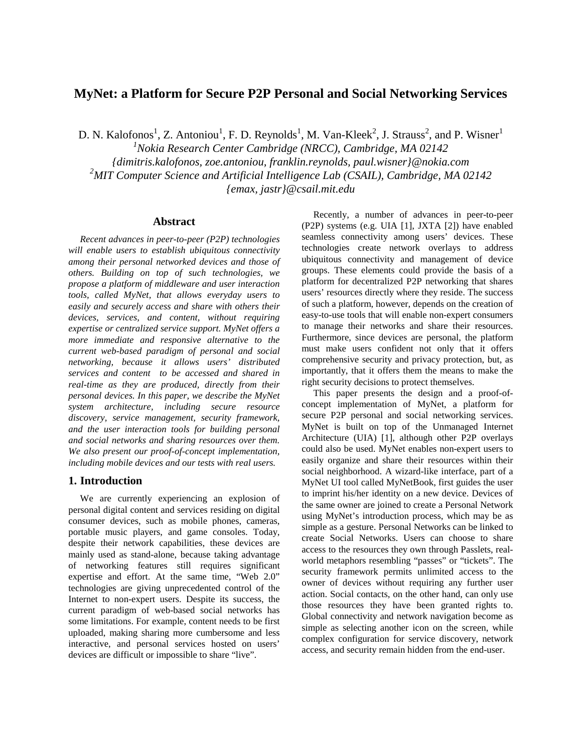# MyNet: a Platform for Secure P2P Personal and Social Networking Services

D. N. Kalofonos[1], Z. Antoniou[1], F. D. Reynolds[1], M. Van-Kleek[2], J. Strauss[2], and P. Wisner[1]

[1] *Nokia Research Center Cambridge (NRCC), Cambridge, MA 02142*
*{dimitris.kalofonos, zoe.antoniou, franklin.reynolds, paul.wisner}@nokia.com*

[2] *MIT Computer Science and Artificial Intelligence Lab (CSAIL), Cambridge, MA 02142*
*{emax, jastr}@csail.mit.edu*

## Abstract

*Recent advances in peer-to-peer (P2P) technologies will enable users to establish ubiquitous connectivity among their personal networked devices and those of others. Building on top of such technologies, we propose a platform of middleware and user interaction tools, called MyNet, that allows everyday users to easily and securely access and share with others their devices, services, and content, without requiring expertise or centralized service support. MyNet offers a more immediate and responsive alternative to the current web-based paradigm of personal and social networking, because it allows users' distributed services and content to be accessed and shared in real-time as they are produced, directly from their personal devices. In this paper, we describe the MyNet system architecture, including secure resource discovery, service management, security framework, and the user interaction tools for building personal and social networks and sharing resources over them. We also present our proof-of-concept implementation, including mobile devices and our tests with real users.*

## 1. Introduction

We are currently experiencing an explosion of personal digital content and services residing on digital consumer devices, such as mobile phones, cameras, portable music players, and game consoles. Today, despite their network capabilities, these devices are mainly used as stand-alone, because taking advantage of networking features still requires significant expertise and effort. At the same time, "Web 2.0" technologies are giving unprecedented control of the Internet to non-expert users. Despite its success, the current paradigm of web-based social networks has some limitations. For example, content needs to be first uploaded, making sharing more cumbersome and less interactive, and personal services hosted on users' devices are difficult or impossible to share "live".

Recently, a number of advances in peer-to-peer (P2P) systems (e.g. UIA [1], JXTA [2]) have enabled seamless connectivity among users' devices. These technologies create network overlays to address ubiquitous connectivity and management of device groups. These elements could provide the basis of a platform for decentralized P2P networking that shares users' resources directly where they reside. The success of such a platform, however, depends on the creation of easy-to-use tools that will enable non-expert consumers to manage their networks and share their resources. Furthermore, since devices are personal, the platform must make users confident not only that it offers comprehensive security and privacy protection, but, as importantly, that it offers them the means to make the right security decisions to protect themselves.

This paper presents the design and a proof-of-concept implementation of MyNet, a platform for secure P2P personal and social networking services. MyNet is built on top of the Unmanaged Internet Architecture (UIA) [1], although other P2P overlays could also be used. MyNet enables non-expert users to easily organize and share their resources within their social neighborhood. A wizard-like interface, part of a MyNet UI tool called MyNetBook, first guides the user to imprint his/her identity on a new device. Devices of the same owner are joined to create a Personal Network using MyNet's introduction process, which may be as simple as a gesture. Personal Networks can be linked to create Social Networks. Users can choose to share access to the resources they own through Passlets, real-world metaphors resembling "passes" or "tickets". The security framework permits unlimited access to the owner of devices without requiring any further user action. Social contacts, on the other hand, can only use those resources they have been granted rights to. Global connectivity and network navigation become as simple as selecting another icon on the screen, while complex configuration for service discovery, network access, and security remain hidden from the end-user.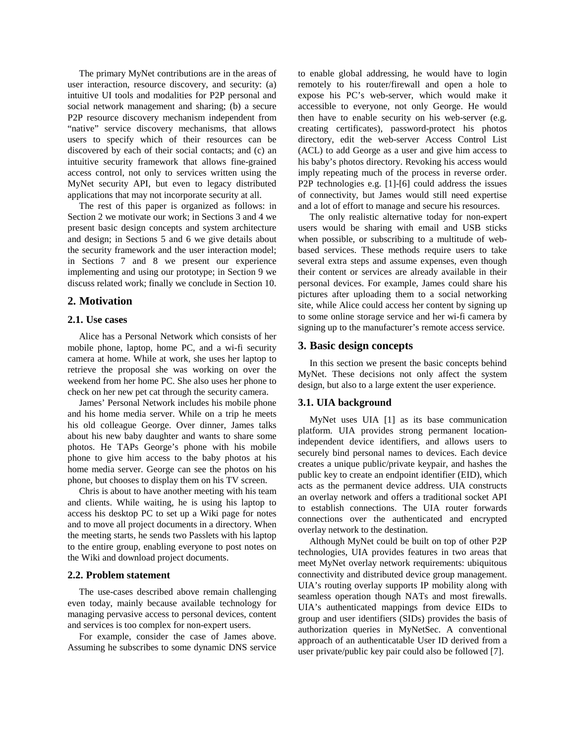The primary MyNet contributions are in the areas of user interaction, resource discovery, and security: (a) intuitive UI tools and modalities for P2P personal and social network management and sharing; (b) a secure P2P resource discovery mechanism independent from "native" service discovery mechanisms, that allows users to specify which of their resources can be discovered by each of their social contacts; and (c) an intuitive security framework that allows fine-grained access control, not only to services written using the MyNet security API, but even to legacy distributed applications that may not incorporate security at all.

The rest of this paper is organized as follows: in Section 2 we motivate our work; in Sections 3 and 4 we present basic design concepts and system architecture and design; in Sections 5 and 6 we give details about the security framework and the user interaction model; in Sections 7 and 8 we present our experience implementing and using our prototype; in Section 9 we discuss related work; finally we conclude in Section 10.

## 2. Motivation

### 2.1. Use cases

Alice has a Personal Network which consists of her mobile phone, laptop, home PC, and a wi-fi security camera at home. While at work, she uses her laptop to retrieve the proposal she was working on over the weekend from her home PC. She also uses her phone to check on her new pet cat through the security camera.

James' Personal Network includes his mobile phone and his home media server. While on a trip he meets his old colleague George. Over dinner, James talks about his new baby daughter and wants to share some photos. He TAPs George's phone with his mobile phone to give him access to the baby photos at his home media server. George can see the photos on his phone, but chooses to display them on his TV screen.

Chris is about to have another meeting with his team and clients. While waiting, he is using his laptop to access his desktop PC to set up a Wiki page for notes and to move all project documents in a directory. When the meeting starts, he sends two Passlets with his laptop to the entire group, enabling everyone to post notes on the Wiki and download project documents.

### 2.2. Problem statement

The use-cases described above remain challenging even today, mainly because available technology for managing pervasive access to personal devices, content and services is too complex for non-expert users.

For example, consider the case of James above. Assuming he subscribes to some dynamic DNS service to enable global addressing, he would have to login remotely to his router/firewall and open a hole to expose his PC's web-server, which would make it accessible to everyone, not only George. He would then have to enable security on his web-server (e.g. creating certificates), password-protect his photos directory, edit the web-server Access Control List (ACL) to add George as a user and give him access to his baby's photos directory. Revoking his access would imply repeating much of the process in reverse order. P2P technologies e.g. [1]-[6] could address the issues of connectivity, but James would still need expertise and a lot of effort to manage and secure his resources.

The only realistic alternative today for non-expert users would be sharing with email and USB sticks when possible, or subscribing to a multitude of web-based services. These methods require users to take several extra steps and assume expenses, even though their content or services are already available in their personal devices. For example, James could share his pictures after uploading them to a social networking site, while Alice could access her content by signing up to some online storage service and her wi-fi camera by signing up to the manufacturer's remote access service.

## 3. Basic design concepts

In this section we present the basic concepts behind MyNet. These decisions not only affect the system design, but also to a large extent the user experience.

### 3.1. UIA background

MyNet uses UIA [1] as its base communication platform. UIA provides strong permanent location-independent device identifiers, and allows users to securely bind personal names to devices. Each device creates a unique public/private keypair, and hashes the public key to create an endpoint identifier (EID), which acts as the permanent device address. UIA constructs an overlay network and offers a traditional socket API to establish connections. The UIA router forwards connections over the authenticated and encrypted overlay network to the destination.

Although MyNet could be built on top of other P2P technologies, UIA provides features in two areas that meet MyNet overlay network requirements: ubiquitous connectivity and distributed device group management. UIA's routing overlay supports IP mobility along with seamless operation though NATs and most firewalls. UIA's authenticated mappings from device EIDs to group and user identifiers (SIDs) provides the basis of authorization queries in MyNetSec. A conventional approach of an authenticatable User ID derived from a user private/public key pair could also be followed [7].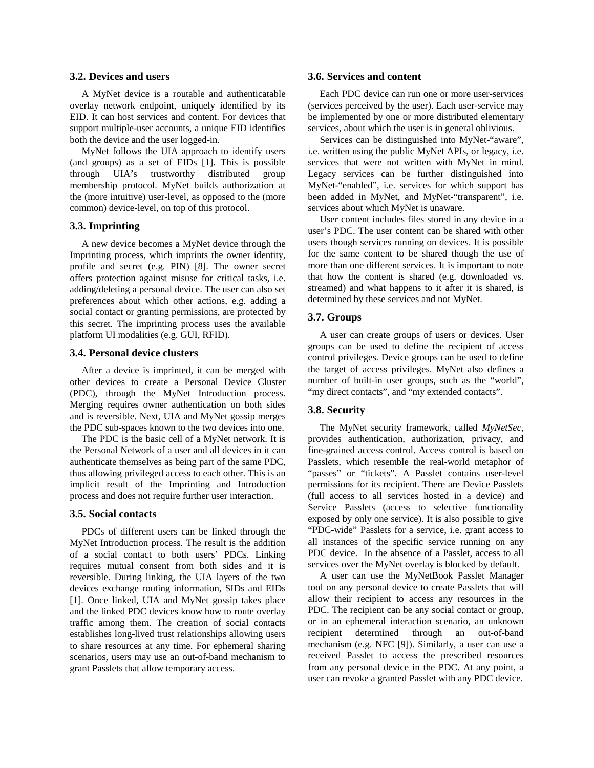### 3.2. Devices and users

A MyNet device is a routable and authenticatable overlay network endpoint, uniquely identified by its EID. It can host services and content. For devices that support multiple-user accounts, a unique EID identifies both the device and the user logged-in.

MyNet follows the UIA approach to identify users (and groups) as a set of EIDs [1]. This is possible through UIA's trustworthy distributed group membership protocol. MyNet builds authorization at the (more intuitive) user-level, as opposed to the (more common) device-level, on top of this protocol.

### 3.3. Imprinting

A new device becomes a MyNet device through the Imprinting process, which imprints the owner identity, profile and secret (e.g. PIN) [8]. The owner secret offers protection against misuse for critical tasks, i.e. adding/deleting a personal device. The user can also set preferences about which other actions, e.g. adding a social contact or granting permissions, are protected by this secret. The imprinting process uses the available platform UI modalities (e.g. GUI, RFID).

### 3.4. Personal device clusters

After a device is imprinted, it can be merged with other devices to create a Personal Device Cluster (PDC), through the MyNet Introduction process. Merging requires owner authentication on both sides and is reversible. Next, UIA and MyNet gossip merges the PDC sub-spaces known to the two devices into one.

The PDC is the basic cell of a MyNet network. It is the Personal Network of a user and all devices in it can authenticate themselves as being part of the same PDC, thus allowing privileged access to each other. This is an implicit result of the Imprinting and Introduction process and does not require further user interaction.

### 3.5. Social contacts

PDCs of different users can be linked through the MyNet Introduction process. The result is the addition of a social contact to both users' PDCs. Linking requires mutual consent from both sides and it is reversible. During linking, the UIA layers of the two devices exchange routing information, SIDs and EIDs [1]. Once linked, UIA and MyNet gossip takes place and the linked PDC devices know how to route overlay traffic among them. The creation of social contacts establishes long-lived trust relationships allowing users to share resources at any time. For ephemeral sharing scenarios, users may use an out-of-band mechanism to grant Passlets that allow temporary access.

### 3.6. Services and content

Each PDC device can run one or more user-services (services perceived by the user). Each user-service may be implemented by one or more distributed elementary services, about which the user is in general oblivious.

Services can be distinguished into MyNet-"aware", i.e. written using the public MyNet APIs, or legacy, i.e. services that were not written with MyNet in mind. Legacy services can be further distinguished into MyNet-"enabled", i.e. services for which support has been added in MyNet, and MyNet-"transparent", i.e. services about which MyNet is unaware.

User content includes files stored in any device in a user's PDC. The user content can be shared with other users though services running on devices. It is possible for the same content to be shared though the use of more than one different services. It is important to note that how the content is shared (e.g. downloaded vs. streamed) and what happens to it after it is shared, is determined by these services and not MyNet.

### 3.7. Groups

A user can create groups of users or devices. User groups can be used to define the recipient of access control privileges. Device groups can be used to define the target of access privileges. MyNet also defines a number of built-in user groups, such as the "world", "my direct contacts", and "my extended contacts".

### 3.8. Security

The MyNet security framework, called *MyNetSec*, provides authentication, authorization, privacy, and fine-grained access control. Access control is based on Passlets, which resemble the real-world metaphor of "passes" or "tickets". A Passlet contains user-level permissions for its recipient. There are Device Passlets (full access to all services hosted in a device) and Service Passlets (access to selective functionality exposed by only one service). It is also possible to give "PDC-wide" Passlets for a service, i.e. grant access to all instances of the specific service running on any PDC device. In the absence of a Passlet, access to all services over the MyNet overlay is blocked by default.

A user can use the MyNetBook Passlet Manager tool on any personal device to create Passlets that will allow their recipient to access any resources in the PDC. The recipient can be any social contact or group, or in an ephemeral interaction scenario, an unknown recipient determined through an out-of-band mechanism (e.g. NFC [9]). Similarly, a user can use a received Passlet to access the prescribed resources from any personal device in the PDC. At any point, a user can revoke a granted Passlet with any PDC device.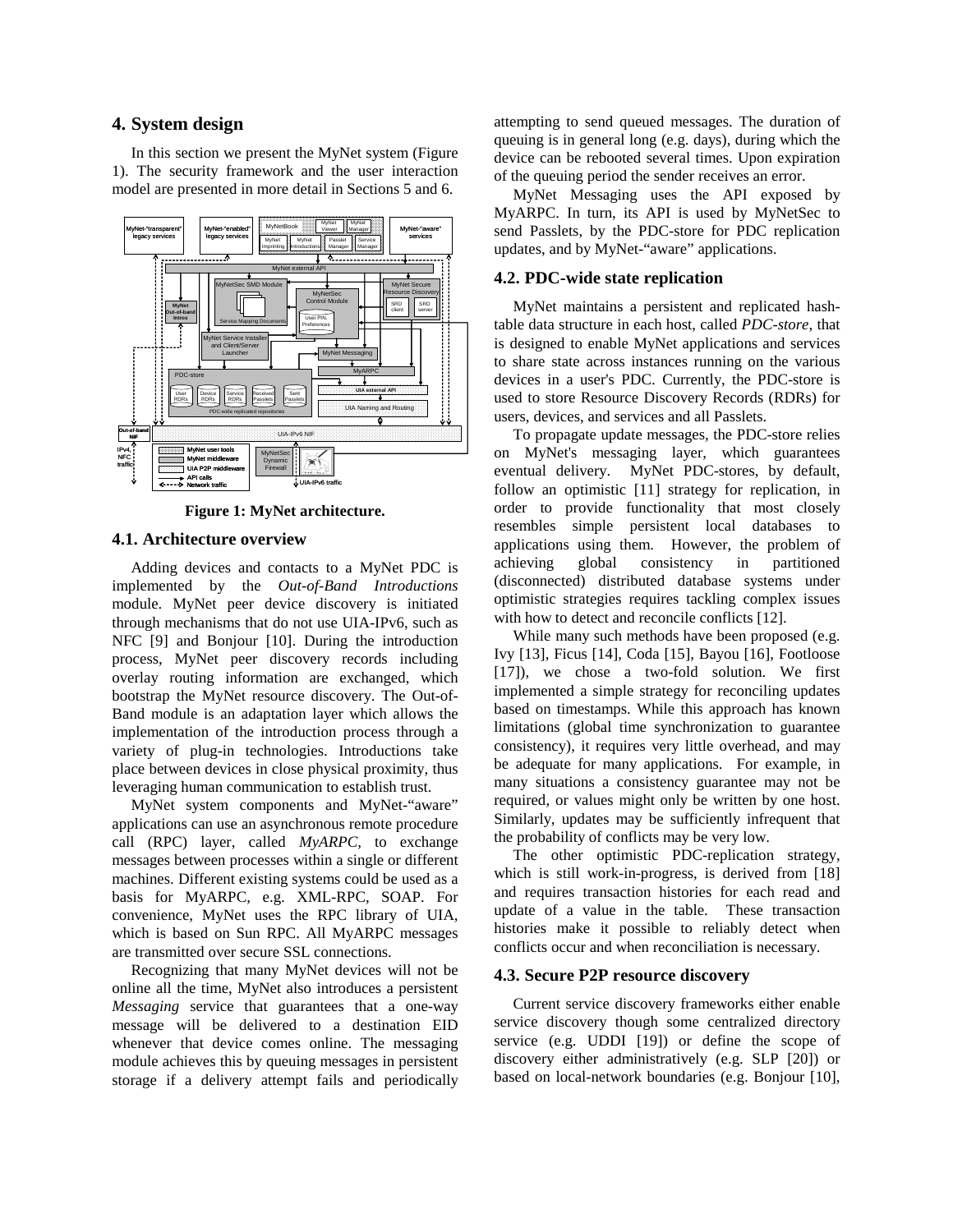# 4. System design

In this section we present the MyNet system (Figure 1). The security framework and the user interaction model are presented in more detail in Sections 5 and 6.

**Figure 1: MyNet architecture.**

## 4.1. Architecture overview

Adding devices and contacts to a MyNet PDC is implemented by the *Out-of-Band Introductions* module. MyNet peer device discovery is initiated through mechanisms that do not use UIA-IPv6, such as NFC [9] and Bonjour [10]. During the introduction process, MyNet peer discovery records including overlay routing information are exchanged, which bootstrap the MyNet resource discovery. The Out-of-Band module is an adaptation layer which allows the implementation of the introduction process through a variety of plug-in technologies. Introductions take place between devices in close physical proximity, thus leveraging human communication to establish trust.

MyNet system components and MyNet-"aware" applications can use an asynchronous remote procedure call (RPC) layer, called *MyARPC*, to exchange messages between processes within a single or different machines. Different existing systems could be used as a basis for MyARPC, e.g. XML-RPC, SOAP. For convenience, MyNet uses the RPC library of UIA, which is based on Sun RPC. All MyARPC messages are transmitted over secure SSL connections.

Recognizing that many MyNet devices will not be online all the time, MyNet also introduces a persistent *Messaging* service that guarantees that a one-way message will be delivered to a destination EID whenever that device comes online. The messaging module achieves this by queuing messages in persistent storage if a delivery attempt fails and periodically attempting to send queued messages. The duration of queuing is in general long (e.g. days), during which the device can be rebooted several times. Upon expiration of the queuing period the sender receives an error.

MyNet Messaging uses the API exposed by MyARPC. In turn, its API is used by MyNetSec to send Passlets, by the PDC-store for PDC replication updates, and by MyNet-"aware" applications.

## 4.2. PDC-wide state replication

MyNet maintains a persistent and replicated hash-table data structure in each host, called *PDC-store*, that is designed to enable MyNet applications and services to share state across instances running on the various devices in a user's PDC. Currently, the PDC-store is used to store Resource Discovery Records (RDRs) for users, devices, and services and all Passlets.

To propagate update messages, the PDC-store relies on MyNet's messaging layer, which guarantees eventual delivery. MyNet PDC-stores, by default, follow an optimistic [11] strategy for replication, in order to provide functionality that most closely resembles simple persistent local databases to applications using them. However, the problem of achieving global consistency in partitioned (disconnected) distributed database systems under optimistic strategies requires tackling complex issues with how to detect and reconcile conflicts [12].

While many such methods have been proposed (e.g. Ivy [13], Ficus [14], Coda [15], Bayou [16], Footloose [17]), we chose a two-fold solution. We first implemented a simple strategy for reconciling updates based on timestamps. While this approach has known limitations (global time synchronization to guarantee consistency), it requires very little overhead, and may be adequate for many applications. For example, in many situations a consistency guarantee may not be required, or values might only be written by one host. Similarly, updates may be sufficiently infrequent that the probability of conflicts may be very low.

The other optimistic PDC-replication strategy, which is still work-in-progress, is derived from [18] and requires transaction histories for each read and update of a value in the table. These transaction histories make it possible to reliably detect when conflicts occur and when reconciliation is necessary.

## 4.3. Secure P2P resource discovery

Current service discovery frameworks either enable service discovery though some centralized directory service (e.g. UDDI [19]) or define the scope of discovery either administratively (e.g. SLP [20]) or based on local-network boundaries (e.g. Bonjour [10],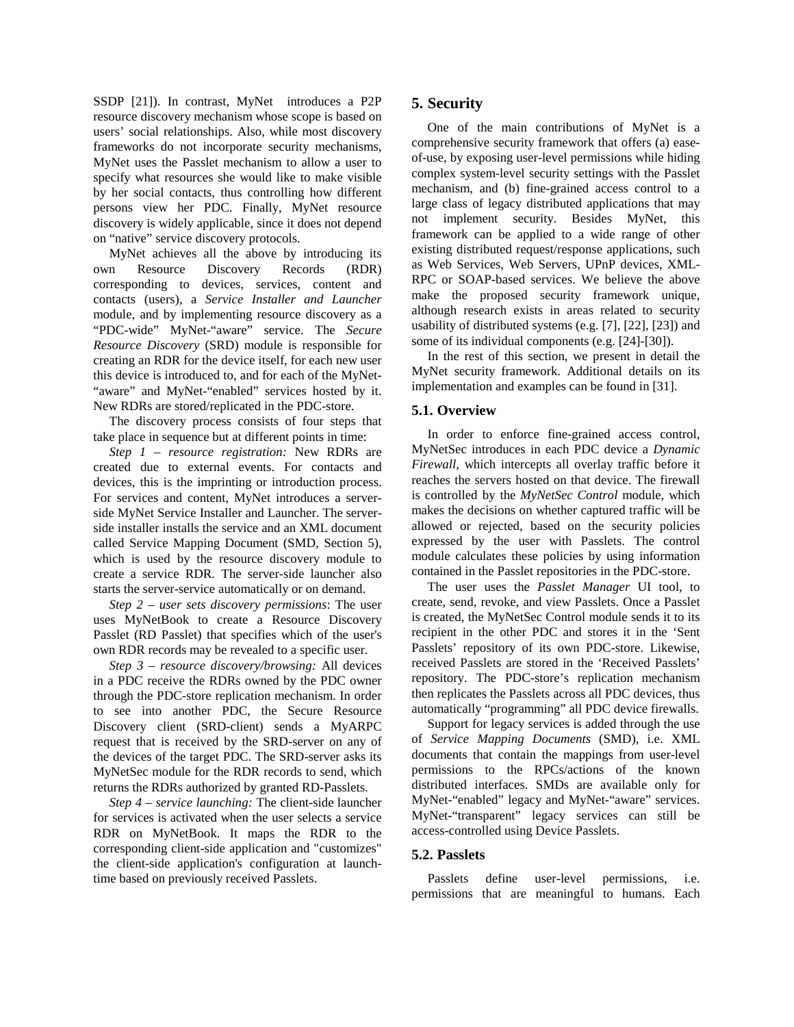SSDP [21]). In contrast, MyNet introduces a P2P resource discovery mechanism whose scope is based on users' social relationships. Also, while most discovery frameworks do not incorporate security mechanisms, MyNet uses the Passlet mechanism to allow a user to specify what resources she would like to make visible by her social contacts, thus controlling how different persons view her PDC. Finally, MyNet resource discovery is widely applicable, since it does not depend on "native" service discovery protocols.

MyNet achieves all the above by introducing its own Resource Discovery Records (RDR) corresponding to devices, services, content and contacts (users), a *Service Installer and Launcher* module, and by implementing resource discovery as a "PDC-wide" MyNet-"aware" service. The *Secure Resource Discovery* (SRD) module is responsible for creating an RDR for the device itself, for each new user this device is introduced to, and for each of the MyNet-"aware" and MyNet-"enabled" services hosted by it. New RDRs are stored/replicated in the PDC-store.

The discovery process consists of four steps that take place in sequence but at different points in time:

*Step 1 – resource registration:* New RDRs are created due to external events. For contacts and devices, this is the imprinting or introduction process. For services and content, MyNet introduces a server-side MyNet Service Installer and Launcher. The server-side installer installs the service and an XML document called Service Mapping Document (SMD, Section 5), which is used by the resource discovery module to create a service RDR. The server-side launcher also starts the server-service automatically or on demand.

*Step 2 – user sets discovery permissions*: The user uses MyNetBook to create a Resource Discovery Passlet (RD Passlet) that specifies which of the user's own RDR records may be revealed to a specific user.

*Step 3 – resource discovery/browsing:* All devices in a PDC receive the RDRs owned by the PDC owner through the PDC-store replication mechanism. In order to see into another PDC, the Secure Resource Discovery client (SRD-client) sends a MyARPC request that is received by the SRD-server on any of the devices of the target PDC. The SRD-server asks its MyNetSec module for the RDR records to send, which returns the RDRs authorized by granted RD-Passlets.

*Step 4 – service launching:* The client-side launcher for services is activated when the user selects a service RDR on MyNetBook. It maps the RDR to the corresponding client-side application and "customizes" the client-side application's configuration at launch-time based on previously received Passlets.

## 5. Security

One of the main contributions of MyNet is a comprehensive security framework that offers (a) ease-of-use, by exposing user-level permissions while hiding complex system-level security settings with the Passlet mechanism, and (b) fine-grained access control to a large class of legacy distributed applications that may not implement security. Besides MyNet, this framework can be applied to a wide range of other existing distributed request/response applications, such as Web Services, Web Servers, UPnP devices, XML-RPC or SOAP-based services. We believe the above make the proposed security framework unique, although research exists in areas related to security usability of distributed systems (e.g. [7], [22], [23]) and some of its individual components (e.g. [24]-[30]).

In the rest of this section, we present in detail the MyNet security framework. Additional details on its implementation and examples can be found in [31].

### 5.1. Overview

In order to enforce fine-grained access control, MyNetSec introduces in each PDC device a *Dynamic Firewall*, which intercepts all overlay traffic before it reaches the servers hosted on that device. The firewall is controlled by the *MyNetSec Control* module, which makes the decisions on whether captured traffic will be allowed or rejected, based on the security policies expressed by the user with Passlets. The control module calculates these policies by using information contained in the Passlet repositories in the PDC-store.

The user uses the *Passlet Manager* UI tool, to create, send, revoke, and view Passlets. Once a Passlet is created, the MyNetSec Control module sends it to its recipient in the other PDC and stores it in the 'Sent Passlets' repository of its own PDC-store. Likewise, received Passlets are stored in the 'Received Passlets' repository. The PDC-store's replication mechanism then replicates the Passlets across all PDC devices, thus automatically "programming" all PDC device firewalls.

Support for legacy services is added through the use of *Service Mapping Documents* (SMD), i.e. XML documents that contain the mappings from user-level permissions to the RPCs/actions of the known distributed interfaces. SMDs are available only for MyNet-"enabled" legacy and MyNet-"aware" services. MyNet-"transparent" legacy services can still be access-controlled using Device Passlets.

### 5.2. Passlets

Passlets define user-level permissions, i.e. permissions that are meaningful to humans. Each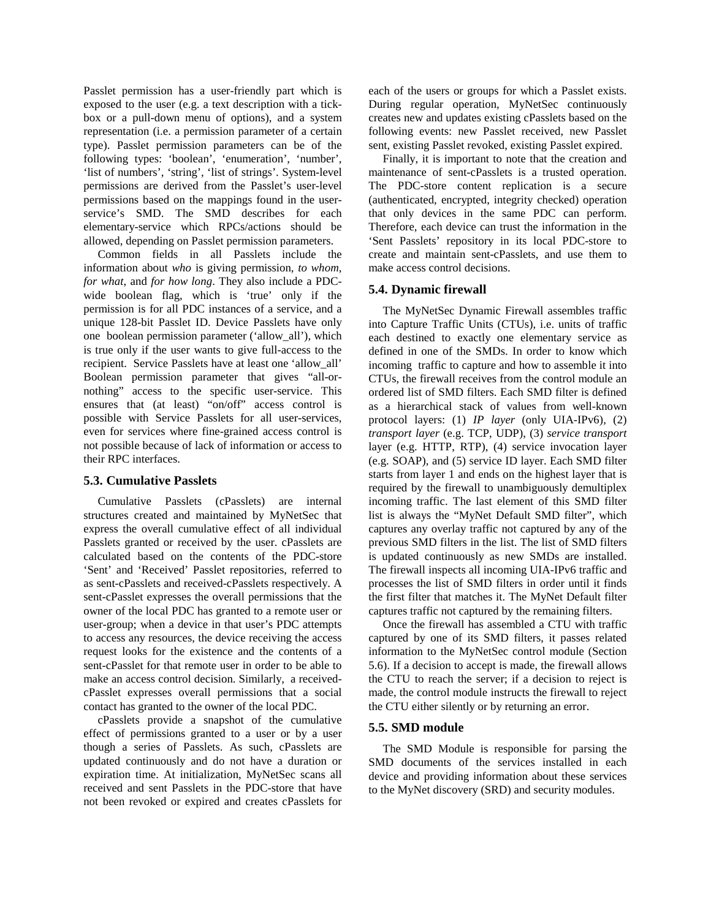Passlet permission has a user-friendly part which is exposed to the user (e.g. a text description with a tick-box or a pull-down menu of options), and a system representation (i.e. a permission parameter of a certain type). Passlet permission parameters can be of the following types: 'boolean', 'enumeration', 'number', 'list of numbers', 'string', 'list of strings'. System-level permissions are derived from the Passlet's user-level permissions based on the mappings found in the user-service's SMD. The SMD describes for each elementary-service which RPCs/actions should be allowed, depending on Passlet permission parameters.

Common fields in all Passlets include the information about *who* is giving permission, *to whom*, *for what*, and *for how long*. They also include a PDC-wide boolean flag, which is 'true' only if the permission is for all PDC instances of a service, and a unique 128-bit Passlet ID. Device Passlets have only one boolean permission parameter ('allow_all'), which is true only if the user wants to give full-access to the recipient. Service Passlets have at least one 'allow_all' Boolean permission parameter that gives "all-or-nothing" access to the specific user-service. This ensures that (at least) "on/off" access control is possible with Service Passlets for all user-services, even for services where fine-grained access control is not possible because of lack of information or access to their RPC interfaces.

### 5.3. Cumulative Passlets

Cumulative Passlets (cPasslets) are internal structures created and maintained by MyNetSec that express the overall cumulative effect of all individual Passlets granted or received by the user. cPasslets are calculated based on the contents of the PDC-store 'Sent' and 'Received' Passlet repositories, referred to as sent-cPasslets and received-cPasslets respectively. A sent-cPasslet expresses the overall permissions that the owner of the local PDC has granted to a remote user or user-group; when a device in that user's PDC attempts to access any resources, the device receiving the access request looks for the existence and the contents of a sent-cPasslet for that remote user in order to be able to make an access control decision. Similarly, a received-cPasslet expresses overall permissions that a social contact has granted to the owner of the local PDC.

cPasslets provide a snapshot of the cumulative effect of permissions granted to a user or by a user though a series of Passlets. As such, cPasslets are updated continuously and do not have a duration or expiration time. At initialization, MyNetSec scans all received and sent Passlets in the PDC-store that have not been revoked or expired and creates cPasslets for each of the users or groups for which a Passlet exists. During regular operation, MyNetSec continuously creates new and updates existing cPasslets based on the following events: new Passlet received, new Passlet sent, existing Passlet revoked, existing Passlet expired.

Finally, it is important to note that the creation and maintenance of sent-cPasslets is a trusted operation. The PDC-store content replication is a secure (authenticated, encrypted, integrity checked) operation that only devices in the same PDC can perform. Therefore, each device can trust the information in the 'Sent Passlets' repository in its local PDC-store to create and maintain sent-cPasslets, and use them to make access control decisions.

### 5.4. Dynamic firewall

The MyNetSec Dynamic Firewall assembles traffic into Capture Traffic Units (CTUs), i.e. units of traffic each destined to exactly one elementary service as defined in one of the SMDs. In order to know which incoming traffic to capture and how to assemble it into CTUs, the firewall receives from the control module an ordered list of SMD filters. Each SMD filter is defined as a hierarchical stack of values from well-known protocol layers: (1) *IP layer* (only UIA-IPv6), (2) *transport layer* (e.g. TCP, UDP), (3) *service transport* layer (e.g. HTTP, RTP), (4) service invocation layer (e.g. SOAP), and (5) service ID layer. Each SMD filter starts from layer 1 and ends on the highest layer that is required by the firewall to unambiguously demultiplex incoming traffic. The last element of this SMD filter list is always the "MyNet Default SMD filter", which captures any overlay traffic not captured by any of the previous SMD filters in the list. The list of SMD filters is updated continuously as new SMDs are installed. The firewall inspects all incoming UIA-IPv6 traffic and processes the list of SMD filters in order until it finds the first filter that matches it. The MyNet Default filter captures traffic not captured by the remaining filters.

Once the firewall has assembled a CTU with traffic captured by one of its SMD filters, it passes related information to the MyNetSec control module (Section 5.6). If a decision to accept is made, the firewall allows the CTU to reach the server; if a decision to reject is made, the control module instructs the firewall to reject the CTU either silently or by returning an error.

### 5.5. SMD module

The SMD Module is responsible for parsing the SMD documents of the services installed in each device and providing information about these services to the MyNet discovery (SRD) and security modules.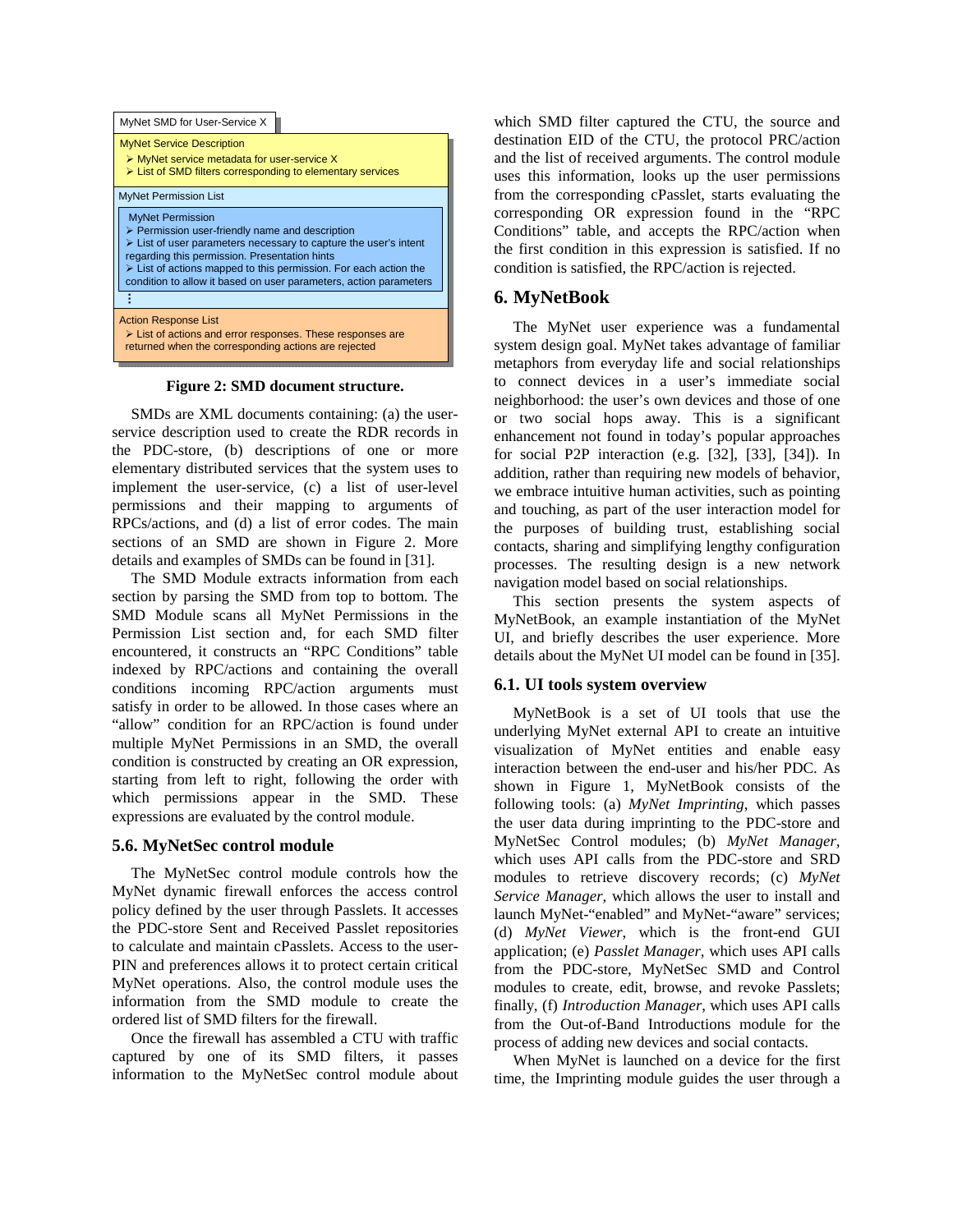MyNet SMD for User-Service X

MyNet Service Description
- MyNet service metadata for user-service X
- List of SMD filters corresponding to elementary services

MyNet Permission List

MyNet Permission
- Permission user-friendly name and description
- List of user parameters necessary to capture the user's intent regarding this permission. Presentation hints
- List of actions mapped to this permission. For each action the condition to allow it based on user parameters, action parameters

⋮

Action Response List
- List of actions and error responses. These responses are returned when the corresponding actions are rejected

**Figure 2: SMD document structure.**

SMDs are XML documents containing: (a) the user-service description used to create the RDR records in the PDC-store, (b) descriptions of one or more elementary distributed services that the system uses to implement the user-service, (c) a list of user-level permissions and their mapping to arguments of RPCs/actions, and (d) a list of error codes. The main sections of an SMD are shown in Figure 2. More details and examples of SMDs can be found in [31].

The SMD Module extracts information from each section by parsing the SMD from top to bottom. The SMD Module scans all MyNet Permissions in the Permission List section and, for each SMD filter encountered, it constructs an "RPC Conditions" table indexed by RPC/actions and containing the overall conditions incoming RPC/action arguments must satisfy in order to be allowed. In those cases where an "allow" condition for an RPC/action is found under multiple MyNet Permissions in an SMD, the overall condition is constructed by creating an OR expression, starting from left to right, following the order with which permissions appear in the SMD. These expressions are evaluated by the control module.

### 5.6. MyNetSec control module

The MyNetSec control module controls how the MyNet dynamic firewall enforces the access control policy defined by the user through Passlets. It accesses the PDC-store Sent and Received Passlet repositories to calculate and maintain cPasslets. Access to the user-PIN and preferences allows it to protect certain critical MyNet operations. Also, the control module uses the information from the SMD module to create the ordered list of SMD filters for the firewall.

Once the firewall has assembled a CTU with traffic captured by one of its SMD filters, it passes information to the MyNetSec control module about which SMD filter captured the CTU, the source and destination EID of the CTU, the protocol PRC/action and the list of received arguments. The control module uses this information, looks up the user permissions from the corresponding cPasslet, starts evaluating the corresponding OR expression found in the "RPC Conditions" table, and accepts the RPC/action when the first condition in this expression is satisfied. If no condition is satisfied, the RPC/action is rejected.

## 6. MyNetBook

The MyNet user experience was a fundamental system design goal. MyNet takes advantage of familiar metaphors from everyday life and social relationships to connect devices in a user's immediate social neighborhood: the user's own devices and those of one or two social hops away. This is a significant enhancement not found in today's popular approaches for social P2P interaction (e.g. [32], [33], [34]). In addition, rather than requiring new models of behavior, we embrace intuitive human activities, such as pointing and touching, as part of the user interaction model for the purposes of building trust, establishing social contacts, sharing and simplifying lengthy configuration processes. The resulting design is a new network navigation model based on social relationships.

This section presents the system aspects of MyNetBook, an example instantiation of the MyNet UI, and briefly describes the user experience. More details about the MyNet UI model can be found in [35].

### 6.1. UI tools system overview

MyNetBook is a set of UI tools that use the underlying MyNet external API to create an intuitive visualization of MyNet entities and enable easy interaction between the end-user and his/her PDC. As shown in Figure 1, MyNetBook consists of the following tools: (a) *MyNet Imprinting*, which passes the user data during imprinting to the PDC-store and MyNetSec Control modules; (b) *MyNet Manager*, which uses API calls from the PDC-store and SRD modules to retrieve discovery records; (c) *MyNet Service Manager*, which allows the user to install and launch MyNet-"enabled" and MyNet-"aware" services; (d) *MyNet Viewer*, which is the front-end GUI application; (e) *Passlet Manager*, which uses API calls from the PDC-store, MyNetSec SMD and Control modules to create, edit, browse, and revoke Passlets; finally, (f) *Introduction Manager*, which uses API calls from the Out-of-Band Introductions module for the process of adding new devices and social contacts.

When MyNet is launched on a device for the first time, the Imprinting module guides the user through a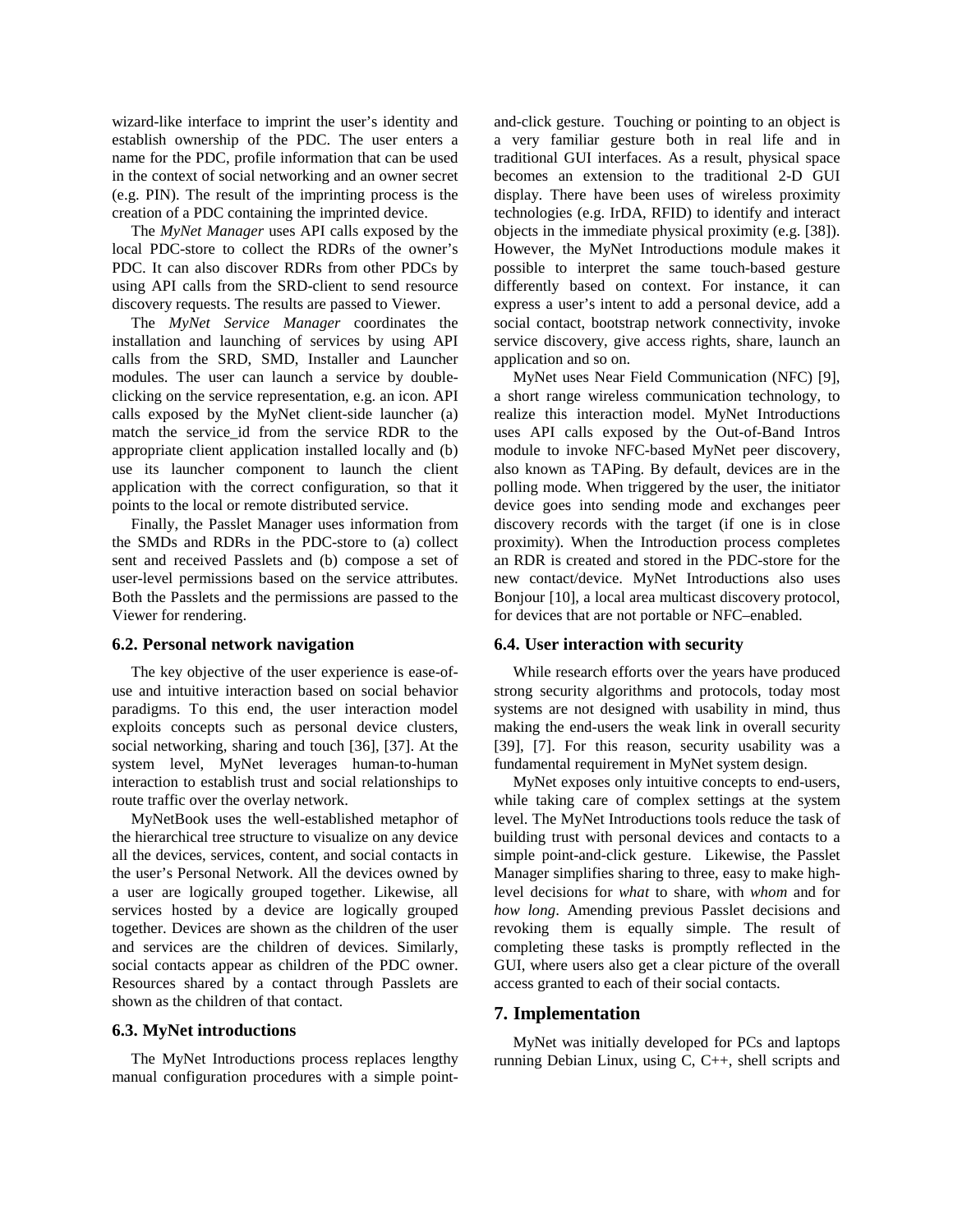wizard-like interface to imprint the user's identity and establish ownership of the PDC. The user enters a name for the PDC, profile information that can be used in the context of social networking and an owner secret (e.g. PIN). The result of the imprinting process is the creation of a PDC containing the imprinted device.

The *MyNet Manager* uses API calls exposed by the local PDC-store to collect the RDRs of the owner's PDC. It can also discover RDRs from other PDCs by using API calls from the SRD-client to send resource discovery requests. The results are passed to Viewer.

The *MyNet Service Manager* coordinates the installation and launching of services by using API calls from the SRD, SMD, Installer and Launcher modules. The user can launch a service by double-clicking on the service representation, e.g. an icon. API calls exposed by the MyNet client-side launcher (a) match the service_id from the service RDR to the appropriate client application installed locally and (b) use its launcher component to launch the client application with the correct configuration, so that it points to the local or remote distributed service.

Finally, the Passlet Manager uses information from the SMDs and RDRs in the PDC-store to (a) collect sent and received Passlets and (b) compose a set of user-level permissions based on the service attributes. Both the Passlets and the permissions are passed to the Viewer for rendering.

### 6.2. Personal network navigation

The key objective of the user experience is ease-of-use and intuitive interaction based on social behavior paradigms. To this end, the user interaction model exploits concepts such as personal device clusters, social networking, sharing and touch [36], [37]. At the system level, MyNet leverages human-to-human interaction to establish trust and social relationships to route traffic over the overlay network.

MyNetBook uses the well-established metaphor of the hierarchical tree structure to visualize on any device all the devices, services, content, and social contacts in the user's Personal Network. All the devices owned by a user are logically grouped together. Likewise, all services hosted by a device are logically grouped together. Devices are shown as the children of the user and services are the children of devices. Similarly, social contacts appear as children of the PDC owner. Resources shared by a contact through Passlets are shown as the children of that contact.

### 6.3. MyNet introductions

The MyNet Introductions process replaces lengthy manual configuration procedures with a simple point-and-click gesture. Touching or pointing to an object is a very familiar gesture both in real life and in traditional GUI interfaces. As a result, physical space becomes an extension to the traditional 2-D GUI display. There have been uses of wireless proximity technologies (e.g. IrDA, RFID) to identify and interact objects in the immediate physical proximity (e.g. [38]). However, the MyNet Introductions module makes it possible to interpret the same touch-based gesture differently based on context. For instance, it can express a user's intent to add a personal device, add a social contact, bootstrap network connectivity, invoke service discovery, give access rights, share, launch an application and so on.

MyNet uses Near Field Communication (NFC) [9], a short range wireless communication technology, to realize this interaction model. MyNet Introductions uses API calls exposed by the Out-of-Band Intros module to invoke NFC-based MyNet peer discovery, also known as TAPing. By default, devices are in the polling mode. When triggered by the user, the initiator device goes into sending mode and exchanges peer discovery records with the target (if one is in close proximity). When the Introduction process completes an RDR is created and stored in the PDC-store for the new contact/device. MyNet Introductions also uses Bonjour [10], a local area multicast discovery protocol, for devices that are not portable or NFC–enabled.

### 6.4. User interaction with security

While research efforts over the years have produced strong security algorithms and protocols, today most systems are not designed with usability in mind, thus making the end-users the weak link in overall security [39], [7]. For this reason, security usability was a fundamental requirement in MyNet system design.

MyNet exposes only intuitive concepts to end-users, while taking care of complex settings at the system level. The MyNet Introductions tools reduce the task of building trust with personal devices and contacts to a simple point-and-click gesture. Likewise, the Passlet Manager simplifies sharing to three, easy to make high-level decisions for *what* to share, with *whom* and for *how long*. Amending previous Passlet decisions and revoking them is equally simple. The result of completing these tasks is promptly reflected in the GUI, where users also get a clear picture of the overall access granted to each of their social contacts.

## 7. Implementation

MyNet was initially developed for PCs and laptops running Debian Linux, using C, C++, shell scripts and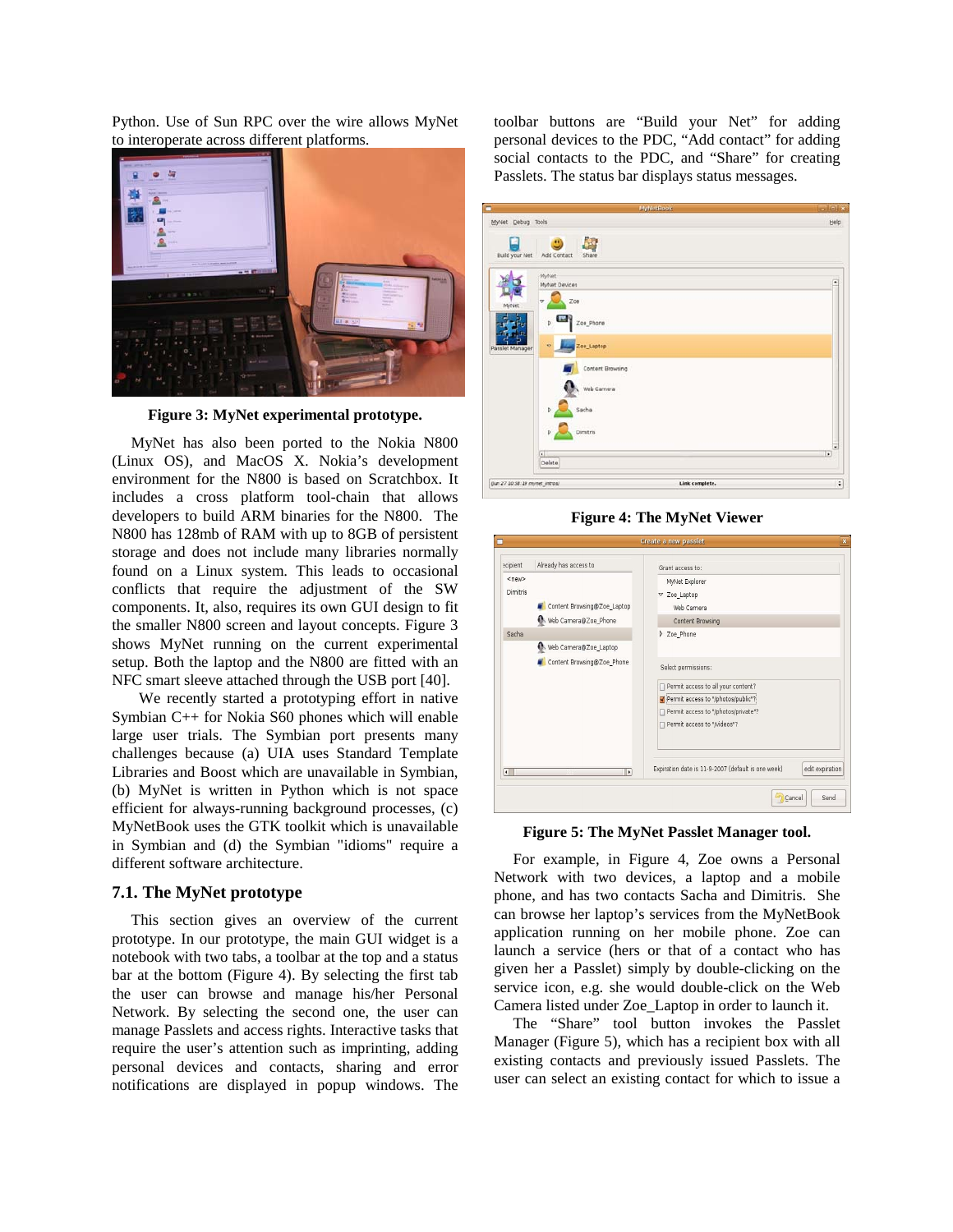Python. Use of Sun RPC over the wire allows MyNet to interoperate across different platforms.

**Figure 3: MyNet experimental prototype.**

MyNet has also been ported to the Nokia N800 (Linux OS), and MacOS X. Nokia's development environment for the N800 is based on Scratchbox. It includes a cross platform tool-chain that allows developers to build ARM binaries for the N800. The N800 has 128mb of RAM with up to 8GB of persistent storage and does not include many libraries normally found on a Linux system. This leads to occasional conflicts that require the adjustment of the SW components. It, also, requires its own GUI design to fit the smaller N800 screen and layout concepts. Figure 3 shows MyNet running on the current experimental setup. Both the laptop and the N800 are fitted with an NFC smart sleeve attached through the USB port [40].

We recently started a prototyping effort in native Symbian C++ for Nokia S60 phones which will enable large user trials. The Symbian port presents many challenges because (a) UIA uses Standard Template Libraries and Boost which are unavailable in Symbian, (b) MyNet is written in Python which is not space efficient for always-running background processes, (c) MyNetBook uses the GTK toolkit which is unavailable in Symbian and (d) the Symbian "idioms" require a different software architecture.

### 7.1. The MyNet prototype

This section gives an overview of the current prototype. In our prototype, the main GUI widget is a notebook with two tabs, a toolbar at the top and a status bar at the bottom (Figure 4). By selecting the first tab the user can browse and manage his/her Personal Network. By selecting the second one, the user can manage Passlets and access rights. Interactive tasks that require the user's attention such as imprinting, adding personal devices and contacts, sharing and error notifications are displayed in popup windows. The toolbar buttons are "Build your Net" for adding personal devices to the PDC, "Add contact" for adding social contacts to the PDC, and "Share" for creating Passlets. The status bar displays status messages.

**Figure 4: The MyNet Viewer**

**Figure 5: The MyNet Passlet Manager tool.**

For example, in Figure 4, Zoe owns a Personal Network with two devices, a laptop and a mobile phone, and has two contacts Sacha and Dimitris. She can browse her laptop's services from the MyNetBook application running on her mobile phone. Zoe can launch a service (hers or that of a contact who has given her a Passlet) simply by double-clicking on the service icon, e.g. she would double-click on the Web Camera listed under Zoe_Laptop in order to launch it.

The "Share" tool button invokes the Passlet Manager (Figure 5), which has a recipient box with all existing contacts and previously issued Passlets. The user can select an existing contact for which to issue a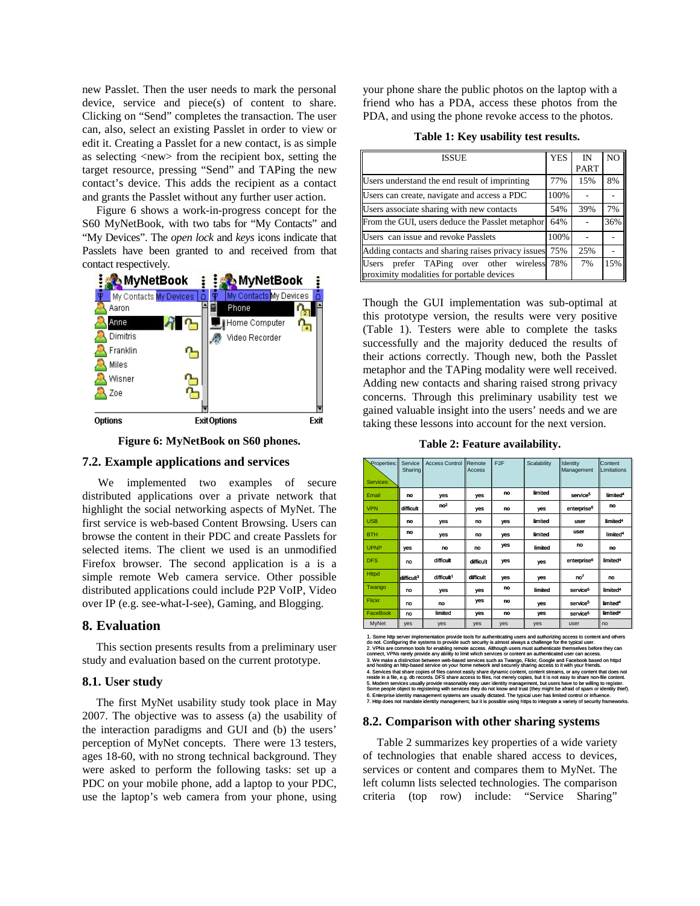new Passlet. Then the user needs to mark the personal device, service and piece(s) of content to share. Clicking on "Send" completes the transaction. The user can, also, select an existing Passlet in order to view or edit it. Creating a Passlet for a new contact, is as simple as selecting <new> from the recipient box, setting the target resource, pressing "Send" and TAPing the new contact's device. This adds the recipient as a contact and grants the Passlet without any further user action.

Figure 6 shows a work-in-progress concept for the S60 MyNetBook, with two tabs for "My Contacts" and "My Devices". The *open lock* and *keys* icons indicate that Passlets have been granted to and received from that contact respectively.

**Figure 6: MyNetBook on S60 phones.**

### 7.2. Example applications and services

We implemented two examples of secure distributed applications over a private network that highlight the social networking aspects of MyNet. The first service is web-based Content Browsing. Users can browse the content in their PDC and create Passlets for selected items. The client we used is an unmodified Firefox browser. The second application is a is a simple remote Web camera service. Other possible distributed applications could include P2P VoIP, Video over IP (e.g. see-what-I-see), Gaming, and Blogging.

## 8. Evaluation

This section presents results from a preliminary user study and evaluation based on the current prototype.

### 8.1. User study

The first MyNet usability study took place in May 2007. The objective was to assess (a) the usability of the interaction paradigms and GUI and (b) the users' perception of MyNet concepts. There were 13 testers, ages 18-60, with no strong technical background. They were asked to perform the following tasks: set up a PDC on your mobile phone, add a laptop to your PDC, use the laptop's web camera from your phone, using your phone share the public photos on the laptop with a friend who has a PDA, access these photos from the PDA, and using the phone revoke access to the photos.

**Table 1: Key usability test results.**

| ISSUE | YES | IN PART | NO |
|---|---|---|---|
| Users understand the end result of imprinting | 77% | 15% | 8% |
| Users can create, navigate and access a PDC | 100% | - | - |
| Users associate sharing with new contacts | 54% | 39% | 7% |
| From the GUI, users deduce the Passlet metaphor | 64% | - | 36% |
| Users can issue and revoke Passlets | 100% | - | - |
| Adding contacts and sharing raises privacy issues | 75% | 25% | - |
| Users prefer TAPing over other wireless proximity modalities for portable devices | 78% | 7% | 15% |

Though the GUI implementation was sub-optimal at this prototype version, the results were very positive (Table 1). Testers were able to complete the tasks successfully and the majority deduced the results of their actions correctly. Though new, both the Passlet metaphor and the TAPing modality were well received. Adding new contacts and sharing raised strong privacy concerns. Through this preliminary usability test we gained valuable insight into the users' needs and we are taking these lessons into account for the next version.

**Table 2: Feature availability.**

| Properties: / Services: | Service Sharing | Access Control | Remote Access | F2F | Scalability | Identity Management | Content Limitations |
|---|---|---|---|---|---|---|---|
| Email | no | yes | yes | no | limited | service[5] | limited[4] |
| VPN | difficult | no[2] | yes | no | yes | enterprise[6] | no |
| USB | no | yes | no | yes | limited | user | limited[4] |
| BTH | no | yes | no | yes | limited | user | limited[4] |
| UPNP | yes | no | no | yes | limited | no | no |
| DFS | no | difficult | difficult | yes | yes | enterprise[6] | limited[4] |
| Httpd | difficult[3] | difficult[1] | difficult | yes | yes | no[7] | no |
| Twango | no | yes | yes | no | limited | service[5] | limited[4] |
| Flickr | no | no | yes | no | yes | service[5] | limited[4] |
| FaceBook | no | limited | yes | no | yes | service[5] | limited[4] |
| MyNet | yes | yes | yes | yes | yes | user | no |

1. Some http server implementation provide tools for authenticating users and authorizing access to content and others do not. Configuring the systems to provide such security is almost always a challenge for the typical user.
2. VPNs are common tools for enabling remote access. Although users must authenticate themselves before they can connect, VPNs rarely provide any ability to limit which services or content an authenticated user can access.
3. We make a distinction between web-based services such as Twango, Flickr, Google and Facebook based on httpd and hosting an http-based service on your home network and securely sharing access to it with your friends.
4. Services that share copies of files cannot easily share dynamic content, content streams, or any content that does not reside in a file, e.g. db records. DFS share access to files, not merely copies, but it is not easy to share non-file content.
5. Modern services usually provide reasonably easy user identity management, but users have to be willing to register. Some people object to registering with services they do not know and trust (they might be afraid of spam or identity thief).
6. Enterprise identity management systems are usually dictated. The typical user has limited control or influence.
7. Http does not mandate identity management, but it is possible using https to integrate a variety of security frameworks.

### 8.2. Comparison with other sharing systems

Table 2 summarizes key properties of a wide variety of technologies that enable shared access to devices, services or content and compares them to MyNet. The left column lists selected technologies. The comparison criteria (top row) include: "Service Sharing"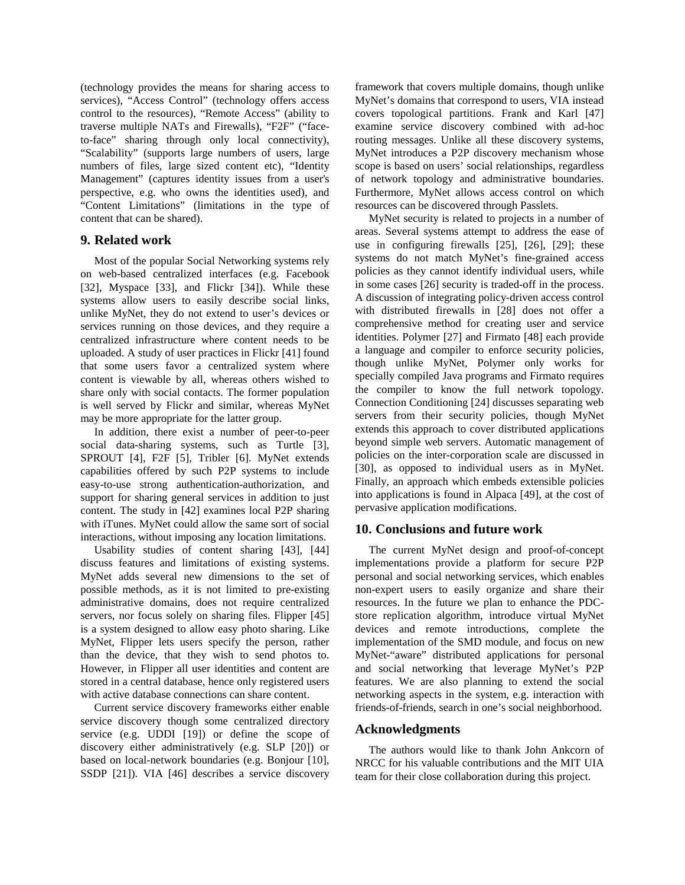(technology provides the means for sharing access to services), "Access Control" (technology offers access control to the resources), "Remote Access" (ability to traverse multiple NATs and Firewalls), "F2F" ("face-to-face" sharing through only local connectivity), "Scalability" (supports large numbers of users, large numbers of files, large sized content etc), "Identity Management" (captures identity issues from a user's perspective, e.g. who owns the identities used), and "Content Limitations" (limitations in the type of content that can be shared).

## 9. Related work

Most of the popular Social Networking systems rely on web-based centralized interfaces (e.g. Facebook [32], Myspace [33], and Flickr [34]). While these systems allow users to easily describe social links, unlike MyNet, they do not extend to user's devices or services running on those devices, and they require a centralized infrastructure where content needs to be uploaded. A study of user practices in Flickr [41] found that some users favor a centralized system where content is viewable by all, whereas others wished to share only with social contacts. The former population is well served by Flickr and similar, whereas MyNet may be more appropriate for the latter group.

In addition, there exist a number of peer-to-peer social data-sharing systems, such as Turtle [3], SPROUT [4], F2F [5], Tribler [6]. MyNet extends capabilities offered by such P2P systems to include easy-to-use strong authentication-authorization, and support for sharing general services in addition to just content. The study in [42] examines local P2P sharing with iTunes. MyNet could allow the same sort of social interactions, without imposing any location limitations.

Usability studies of content sharing [43], [44] discuss features and limitations of existing systems. MyNet adds several new dimensions to the set of possible methods, as it is not limited to pre-existing administrative domains, does not require centralized servers, nor focus solely on sharing files. Flipper [45] is a system designed to allow easy photo sharing. Like MyNet, Flipper lets users specify the person, rather than the device, that they wish to send photos to. However, in Flipper all user identities and content are stored in a central database, hence only registered users with active database connections can share content.

Current service discovery frameworks either enable service discovery though some centralized directory service (e.g. UDDI [19]) or define the scope of discovery either administratively (e.g. SLP [20]) or based on local-network boundaries (e.g. Bonjour [10], SSDP [21]). VIA [46] describes a service discovery framework that covers multiple domains, though unlike MyNet's domains that correspond to users, VIA instead covers topological partitions. Frank and Karl [47] examine service discovery combined with ad-hoc routing messages. Unlike all these discovery systems, MyNet introduces a P2P discovery mechanism whose scope is based on users' social relationships, regardless of network topology and administrative boundaries. Furthermore, MyNet allows access control on which resources can be discovered through Passlets.

MyNet security is related to projects in a number of areas. Several systems attempt to address the ease of use in configuring firewalls [25], [26], [29]; these systems do not match MyNet's fine-grained access policies as they cannot identify individual users, while in some cases [26] security is traded-off in the process. A discussion of integrating policy-driven access control with distributed firewalls in [28] does not offer a comprehensive method for creating user and service identities. Polymer [27] and Firmato [48] each provide a language and compiler to enforce security policies, though unlike MyNet, Polymer only works for specially compiled Java programs and Firmato requires the compiler to know the full network topology. Connection Conditioning [24] discusses separating web servers from their security policies, though MyNet extends this approach to cover distributed applications beyond simple web servers. Automatic management of policies on the inter-corporation scale are discussed in [30], as opposed to individual users as in MyNet. Finally, an approach which embeds extensible policies into applications is found in Alpaca [49], at the cost of pervasive application modifications.

## 10. Conclusions and future work

The current MyNet design and proof-of-concept implementations provide a platform for secure P2P personal and social networking services, which enables non-expert users to easily organize and share their resources. In the future we plan to enhance the PDC-store replication algorithm, introduce virtual MyNet devices and remote introductions, complete the implementation of the SMD module, and focus on new MyNet-"aware" distributed applications for personal and social networking that leverage MyNet's P2P features. We are also planning to extend the social networking aspects in the system, e.g. interaction with friends-of-friends, search in one's social neighborhood.

## Acknowledgments

The authors would like to thank John Ankcorn of NRCC for his valuable contributions and the MIT UIA team for their close collaboration during this project.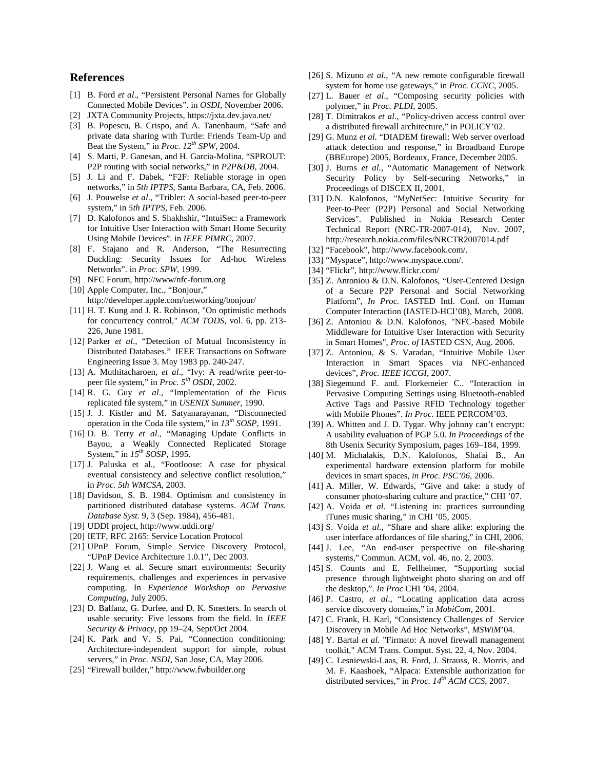## References

[1] B. Ford *et al*., "Persistent Personal Names for Globally Connected Mobile Devices". in *OSDI*, November 2006.

[2] JXTA Community Projects, https://jxta.dev.java.net/

[3] B. Popescu, B. Crispo, and A. Tanenbaum, "Safe and private data sharing with Turtle: Friends Team-Up and Beat the System," in *Proc. 12th SPW*, 2004.

[4] S. Marti, P. Ganesan, and H. Garcia-Molina, "SPROUT: P2P routing with social networks," in *P2P&DB*, 2004.

[5] J. Li and F. Dabek, "F2F: Reliable storage in open networks," in *5th IPTPS*, Santa Barbara, CA, Feb. 2006.

[6] J. Pouwelse *et al*., "Tribler: A social-based peer-to-peer system," in *5th IPTPS*, Feb. 2006.

[7] D. Kalofonos and S. Shakhshir, "IntuiSec: a Framework for Intuitive User Interaction with Smart Home Security Using Mobile Devices". in *IEEE PIMRC*, 2007.

[8] F. Stajano and R. Anderson, "The Resurrecting Duckling: Security Issues for Ad-hoc Wireless Networks". in *Proc. SPW*, 1999.

[9] NFC Forum, http://www/nfc-forum.org

[10] Apple Computer, Inc., "Bonjour," http://developer.apple.com/networking/bonjour/

[11] H. T. Kung and J. R. Robinson, "On optimistic methods for concurrency control," *ACM TODS*, vol. 6, pp. 213-226, June 1981.

[12] Parker *et al*., "Detection of Mutual Inconsistency in Distributed Databases." IEEE Transactions on Software Engineering Issue 3. May 1983 pp. 240-247.

[13] A. Muthitacharoen, *et al*., "Ivy: A read/write peer-to-peer file system," in *Proc. 5th OSDI*, 2002.

[14] R. G. Guy *et al*., "Implementation of the Ficus replicated file system," in *USENIX Summer*, 1990.

[15] J. J. Kistler and M. Satyanarayanan, "Disconnected operation in the Coda file system," in *13th SOSP*, 1991.

[16] D. B. Terry *et al*., "Managing Update Conflicts in Bayou, a Weakly Connected Replicated Storage System," in *15th SOSP*, 1995.

[17] J. Paluska et al., "Footloose: A case for physical eventual consistency and selective conflict resolution," in *Proc. 5th WMCSA*, 2003.

[18] Davidson, S. B. 1984. Optimism and consistency in partitioned distributed database systems. *ACM Trans. Database Syst.* 9, 3 (Sep. 1984), 456-481.

[19] UDDI project, http://www.uddi.org/

[20] IETF, RFC 2165: Service Location Protocol

[21] UPnP Forum, Simple Service Discovery Protocol, "UPnP Device Architecture 1.0.1", Dec 2003.

[22] J. Wang et al. Secure smart environments: Security requirements, challenges and experiences in pervasive computing. In *Experience Workshop on Pervasive Computing*, July 2005.

[23] D. Balfanz, G. Durfee, and D. K. Smetters. In search of usable security: Five lessons from the field. In *IEEE Security & Privacy*, pp 19–24, Sept/Oct 2004.

[24] K. Park and V. S. Pai, "Connection conditioning: Architecture-independent support for simple, robust servers," in *Proc. NSDI*, San Jose, CA, May 2006.

[25] "Firewall builder," http://www.fwbuilder.org

[26] S. Mizuno *et al.*, "A new remote configurable firewall system for home use gateways," in *Proc. CCNC*, 2005.

[27] L. Bauer *et al*., "Composing security policies with polymer," in *Proc. PLDI*, 2005.

[28] T. Dimitrakos *et al*., "Policy-driven access control over a distributed firewall architecture," in POLICY'02.

[29] G. Munz *et al.* "DIADEM firewall: Web server overload attack detection and response," in Broadband Europe (BBEurope) 2005, Bordeaux, France, December 2005.

[30] J. Burns *et al.*, "Automatic Management of Network Security Policy by Self-securing Networks," in Proceedings of DISCEX II, 2001.

[31] D.N. Kalofonos, "MyNetSec: Intuitive Security for Peer-to-Peer (P2P) Personal and Social Networking Services". Published in Nokia Research Center Technical Report (NRC-TR-2007-014), Nov. 2007, http://research.nokia.com/files/NRCTR2007014.pdf

[32] "Facebook", http://www.facebook.com/.

[33] "Myspace", http://www.myspace.com/.

[34] "Flickr", http://www.flickr.com/

[35] Z. Antoniou & D.N. Kalofonos, "User-Centered Design of a Secure P2P Personal and Social Networking Platform", *In Proc.* IASTED Intl. Conf. on Human Computer Interaction (IASTED-HCI'08), March, 2008.

[36] Z. Antoniou & D.N. Kalofonos, "NFC-based Mobile Middleware for Intuitive User Interaction with Security in Smart Homes", *Proc. of* IASTED CSN, Aug. 2006.

[37] Z. Antoniou, & S. Varadan, "Intuitive Mobile User Interaction in Smart Spaces via NFC-enhanced devices", *Proc. IEEE ICCGI*, 2007.

[38] Siegemund F. and. Florkemeier C.. "Interaction in Pervasive Computing Settings using Bluetooth-enabled Active Tags and Passive RFID Technology together with Mobile Phones". *In Proc.* IEEE PERCOM'03.

[39] A. Whitten and J. D. Tygar. Why johnny can't encrypt: A usability evaluation of PGP 5.0. *In Proceedings o*f the 8th Usenix Security Symposium, pages 169–184, 1999.

[40] M. Michalakis, D.N. Kalofonos, Shafai B., An experimental hardware extension platform for mobile devices in smart spaces, *in Proc. PSC'06*, 2006.

[41] A. Miller, W. Edwards, "Give and take: a study of consumer photo-sharing culture and practice," CHI '07.

[42] A. Voida *et al.* "Listening in: practices surrounding iTunes music sharing," in CHI '05, 2005.

[43] S. Voida *et al.*, "Share and share alike: exploring the user interface affordances of file sharing," in CHI, 2006.

[44] J. Lee, "An end-user perspective on file-sharing systems," Commun. ACM, vol. 46, no. 2, 2003.

[45] S. Counts and E. Fellheimer, "Supporting social presence through lightweight photo sharing on and off the desktop,". *In Proc* CHI '04, 2004.

[46] P. Castro, *et al*., "Locating application data across service discovery domains," in *MobiCom*, 2001.

[47] C. Frank, H. Karl, "Consistency Challenges of Service Discovery in Mobile Ad Hoc Networks", *MSWiM*'04.

[48] Y. Bartal *et al.* "Firmato: A novel firewall management toolkit," ACM Trans. Comput. Syst. 22, 4, Nov. 2004.

[49] C. Lesniewski-Laas, B. Ford, J. Strauss, R. Morris, and M. F. Kaashoek, "Alpaca: Extensible authorization for distributed services," in *Proc. 14th ACM CCS*, 2007.